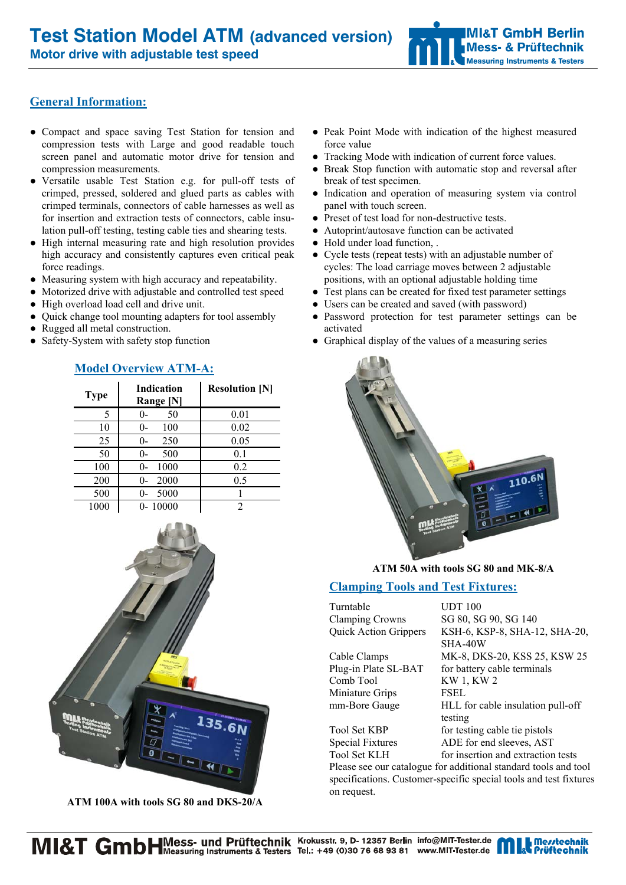# Test Station Model ATM (advanced version)

## Motor drive with adjustable test speed

MI&T GmbH Berlin
Mess- & Prüftechnik
Measuring Instruments & Testers

## General Information:

- Compact and space saving Test Station for tension and compression tests with Large and good readable touch screen panel and automatic motor drive for tension and compression measurements.
- Versatile usable Test Station e.g. for pull-off tests of crimped, pressed, soldered and glued parts as cables with crimped terminals, connectors of cable harnesses as well as for insertion and extraction tests of connectors, cable insulation pull-off testing, testing cable ties and shearing tests.
- High internal measuring rate and high resolution provides high accuracy and consistently captures even critical peak force readings.
- Measuring system with high accuracy and repeatability.
- Motorized drive with adjustable and controlled test speed
- High overload load cell and drive unit.
- Quick change tool mounting adapters for tool assembly
- Rugged all metal construction.
- Safety-System with safety stop function
- Peak Point Mode with indication of the highest measured force value
- Tracking Mode with indication of current force values.
- Break Stop function with automatic stop and reversal after break of test specimen.
- Indication and operation of measuring system via control panel with touch screen.
- Preset of test load for non-destructive tests.
- Autoprint/autosave function can be activated
- Hold under load function, .
- Cycle tests (repeat tests) with an adjustable number of cycles: The load carriage moves between 2 adjustable positions, with an optional adjustable holding time
- Test plans can be created for fixed test parameter settings
- Users can be created and saved (with password)
- Password protection for test parameter settings can be activated
- Graphical display of the values of a measuring series

## Model Overview ATM-A:

| Type | Indication Range [N] | Resolution [N] |
|---|---|---|
| 5 | 0- 50 | 0.01 |
| 10 | 0- 100 | 0.02 |
| 25 | 0- 250 | 0.05 |
| 50 | 0- 500 | 0.1 |
| 100 | 0- 1000 | 0.2 |
| 200 | 0- 2000 | 0.5 |
| 500 | 0- 5000 | 1 |
| 1000 | 0- 10000 | 2 |

ATM 100A with tools SG 80 and DKS-20/A

ATM 50A with tools SG 80 and MK-8/A

## Clamping Tools and Test Fixtures:

| | |
|---|---|
| Turntable | UDT 100 |
| Clamping Crowns | SG 80, SG 90, SG 140 |
| Quick Action Grippers | KSH-6, KSP-8, SHA-12, SHA-20, SHA-40W |
| Cable Clamps | MK-8, DKS-20, KSS 25, KSW 25 |
| Plug-in Plate SL-BAT | for battery cable terminals |
| Comb Tool | KW 1, KW 2 |
| Miniature Grips | FSEL |
| mm-Bore Gauge | HLL for cable insulation pull-off testing |
| Tool Set KBP | for testing cable tie pistols |
| Special Fixtures | ADE for end sleeves, AST |
| Tool Set KLH | for insertion and extraction tests |

Please see our catalogue for additional standard tools and tool specifications. Customer-specific special tools and test fixtures on request.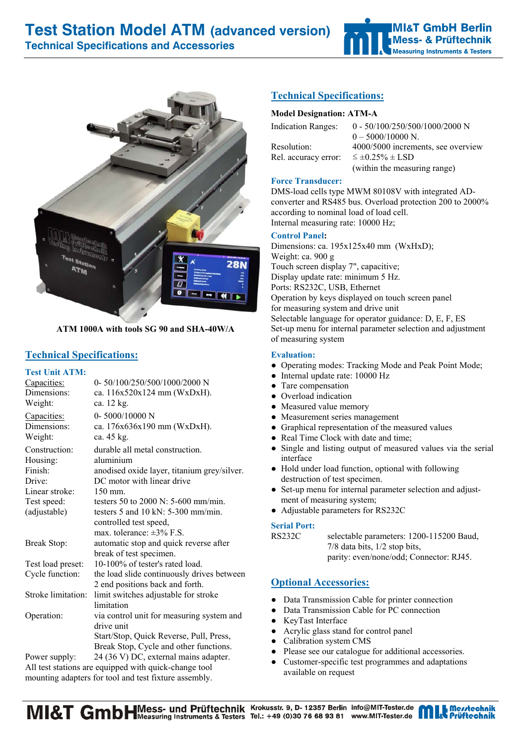# Test Station Model ATM (advanced version)

## Technical Specifications and Accessories

ATM 1000A with tools SG 90 and SHA-40W/A

## Technical Specifications:

### Test Unit ATM:

| | |
|---|---|
| Capacities: | 0- 50/100/250/500/1000/2000 N |
| Dimensions: | ca. 116x520x124 mm (WxDxH). |
| Weight: | ca. 12 kg. |
| Capacities: | 0- 5000/10000 N |
| Dimensions: | ca. 176x636x190 mm (WxDxH). |
| Weight: | ca. 45 kg. |
| Construction: | durable all metal construction. |
| Housing: | aluminium |
| Finish: | anodised oxide layer, titanium grey/silver. |
| Drive: | DC motor with linear drive |
| Linear stroke: | 150 mm. |
| Test speed: (adjustable) | testers 50 to 2000 N: 5-600 mm/min. testers 5 and 10 kN: 5-300 mm/min. controlled test speed, max. tolerance: ±3% F.S. |
| Break Stop: | automatic stop and quick reverse after break of test specimen. |
| Test load preset: | 10-100% of tester's rated load. |
| Cycle function: | the load slide continuously drives between 2 end positions back and forth. |
| Stroke limitation: | limit switches adjustable for stroke limitation |
| Operation: | via control unit for measuring system and drive unit Start/Stop, Quick Reverse, Pull, Press, Break Stop, Cycle and other functions. |
| Power supply: | 24 (36 V) DC, external mains adapter. |

All test stations are equipped with quick-change tool mounting adapters for tool and test fixture assembly.

## Technical Specifications:

**Model Designation: ATM-A**

| | |
|---|---|
| Indication Ranges: | 0 - 50/100/250/500/1000/2000 N 0 – 5000/10000 N. |
| Resolution: | 4000/5000 increments, see overview |
| Rel. accuracy error: | ≤ ±0.25% ± LSD (within the measuring range) |

### Force Transducer:

DMS-load cells type MWM 80108V with integrated AD-converter and RS485 bus. Overload protection 200 to 2000% according to nominal load of load cell.
Internal measuring rate: 10000 Hz;

### Control Panel:

Dimensions: ca. 195x125x40 mm (WxHxD);
Weight: ca. 900 g
Touch screen display 7", capacitive;
Display update rate: minimum 5 Hz.
Ports: RS232C, USB, Ethernet
Operation by keys displayed on touch screen panel for measuring system and drive unit
Selectable language for operator guidance: D, E, F, ES
Set-up menu for internal parameter selection and adjustment of measuring system

### Evaluation:

- Operating modes: Tracking Mode and Peak Point Mode;
- Internal update rate: 10000 Hz
- Tare compensation
- Overload indication
- Measured value memory
- Measurement series management
- Graphical representation of the measured values
- Real Time Clock with date and time;
- Single and listing output of measured values via the serial interface
- Hold under load function, optional with following destruction of test specimen.
- Set-up menu for internal parameter selection and adjustment of measuring system;
- Adjustable parameters for RS232C

### Serial Port:

| | |
|---|---|
| RS232C | selectable parameters: 1200-115200 Baud, 7/8 data bits, 1/2 stop bits, parity: even/none/odd; Connector: RJ45. |

## Optional Accessories:

- Data Transmission Cable for printer connection
- Data Transmission Cable for PC connection
- KeyTast Interface
- Acrylic glass stand for control panel
- Calibration system CMS
- Please see our catalogue for additional accessories.
- Customer-specific test programmes and adaptations available on request